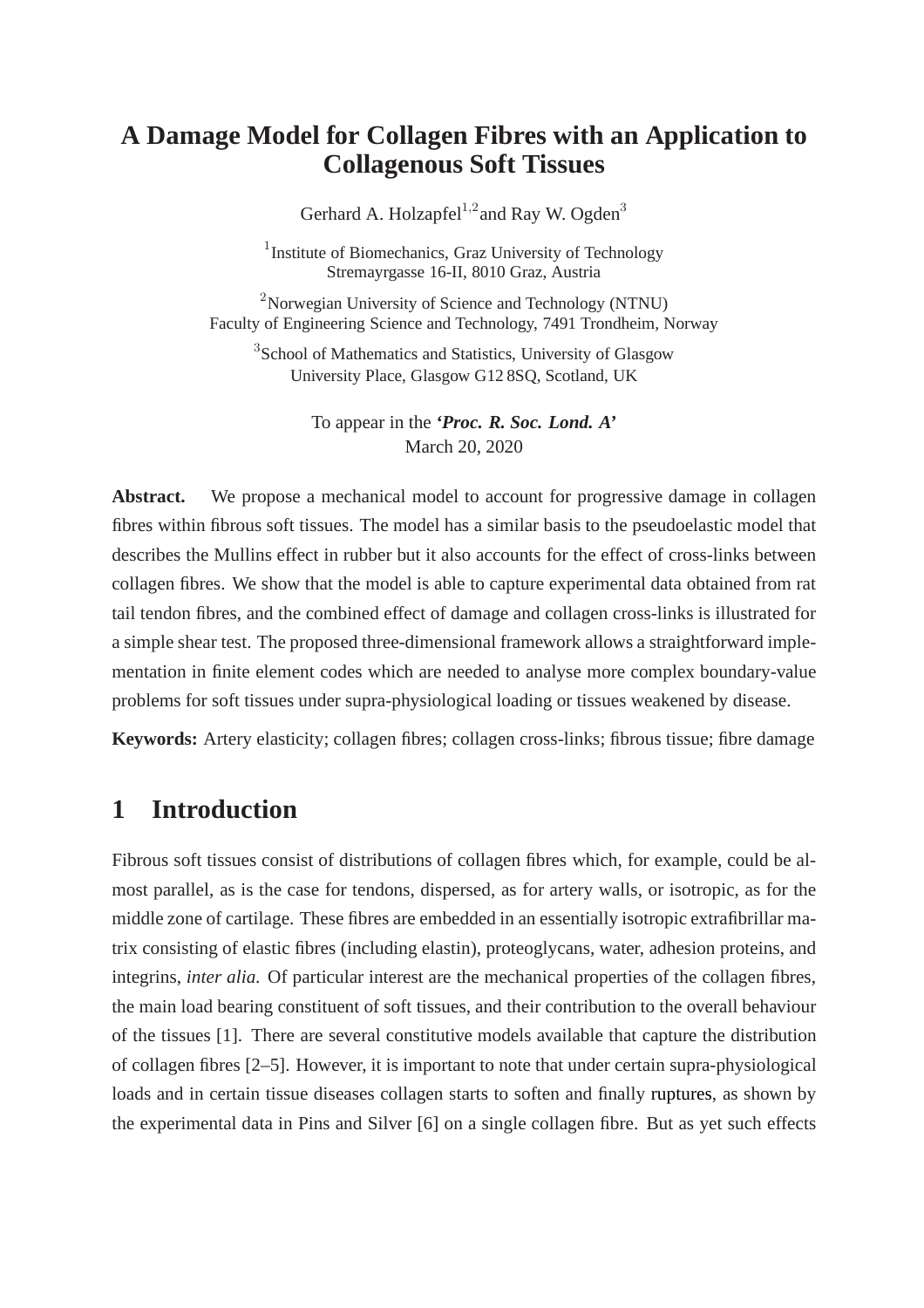# A Damage Model for Collagen Fibres with an Application to Collagenous Soft Tissues

Gerhard A. Holzapfel[1,2] and Ray W. Ogden[3]

[1] Institute of Biomechanics, Graz University of Technology
Stremayrgasse 16-II, 8010 Graz, Austria

[2] Norwegian University of Science and Technology (NTNU)
Faculty of Engineering Science and Technology, 7491 Trondheim, Norway

[3] School of Mathematics and Statistics, University of Glasgow
University Place, Glasgow G12 8SQ, Scotland, UK

To appear in the ***'Proc. R. Soc. Lond. A'***
March 20, 2020

**Abstract.** We propose a mechanical model to account for progressive damage in collagen fibres within fibrous soft tissues. The model has a similar basis to the pseudoelastic model that describes the Mullins effect in rubber but it also accounts for the effect of cross-links between collagen fibres. We show that the model is able to capture experimental data obtained from rat tail tendon fibres, and the combined effect of damage and collagen cross-links is illustrated for a simple shear test. The proposed three-dimensional framework allows a straightforward implementation in finite element codes which are needed to analyse more complex boundary-value problems for soft tissues under supra-physiological loading or tissues weakened by disease.

**Keywords:** Artery elasticity; collagen fibres; collagen cross-links; fibrous tissue; fibre damage

## 1 Introduction

Fibrous soft tissues consist of distributions of collagen fibres which, for example, could be almost parallel, as is the case for tendons, dispersed, as for artery walls, or isotropic, as for the middle zone of cartilage. These fibres are embedded in an essentially isotropic extrafibrillar matrix consisting of elastic fibres (including elastin), proteoglycans, water, adhesion proteins, and integrins, *inter alia.* Of particular interest are the mechanical properties of the collagen fibres, the main load bearing constituent of soft tissues, and their contribution to the overall behaviour of the tissues [1]. There are several constitutive models available that capture the distribution of collagen fibres [2–5]. However, it is important to note that under certain supra-physiological loads and in certain tissue diseases collagen starts to soften and finally ruptures, as shown by the experimental data in Pins and Silver [6] on a single collagen fibre. But as yet such effects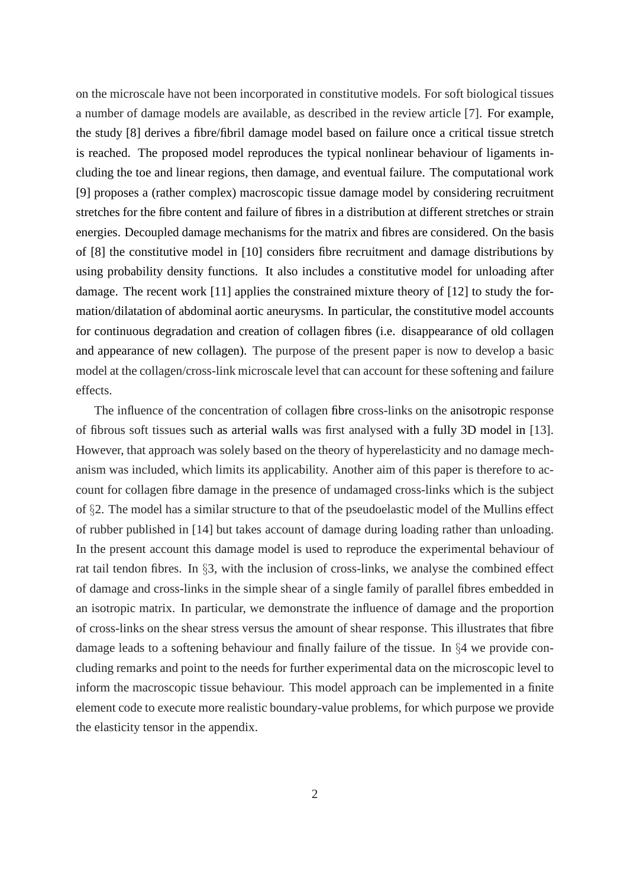on the microscale have not been incorporated in constitutive models. For soft biological tissues a number of damage models are available, as described in the review article [7]. For example, the study [8] derives a fibre/fibril damage model based on failure once a critical tissue stretch is reached. The proposed model reproduces the typical nonlinear behaviour of ligaments including the toe and linear regions, then damage, and eventual failure. The computational work [9] proposes a (rather complex) macroscopic tissue damage model by considering recruitment stretches for the fibre content and failure of fibres in a distribution at different stretches or strain energies. Decoupled damage mechanisms for the matrix and fibres are considered. On the basis of [8] the constitutive model in [10] considers fibre recruitment and damage distributions by using probability density functions. It also includes a constitutive model for unloading after damage. The recent work [11] applies the constrained mixture theory of [12] to study the formation/dilatation of abdominal aortic aneurysms. In particular, the constitutive model accounts for continuous degradation and creation of collagen fibres (i.e. disappearance of old collagen and appearance of new collagen). The purpose of the present paper is now to develop a basic model at the collagen/cross-link microscale level that can account for these softening and failure effects.

The influence of the concentration of collagen fibre cross-links on the anisotropic response of fibrous soft tissues such as arterial walls was first analysed with a fully 3D model in [13]. However, that approach was solely based on the theory of hyperelasticity and no damage mechanism was included, which limits its applicability. Another aim of this paper is therefore to account for collagen fibre damage in the presence of undamaged cross-links which is the subject of §2. The model has a similar structure to that of the pseudoelastic model of the Mullins effect of rubber published in [14] but takes account of damage during loading rather than unloading. In the present account this damage model is used to reproduce the experimental behaviour of rat tail tendon fibres. In §3, with the inclusion of cross-links, we analyse the combined effect of damage and cross-links in the simple shear of a single family of parallel fibres embedded in an isotropic matrix. In particular, we demonstrate the influence of damage and the proportion of cross-links on the shear stress versus the amount of shear response. This illustrates that fibre damage leads to a softening behaviour and finally failure of the tissue. In §4 we provide concluding remarks and point to the needs for further experimental data on the microscopic level to inform the macroscopic tissue behaviour. This model approach can be implemented in a finite element code to execute more realistic boundary-value problems, for which purpose we provide the elasticity tensor in the appendix.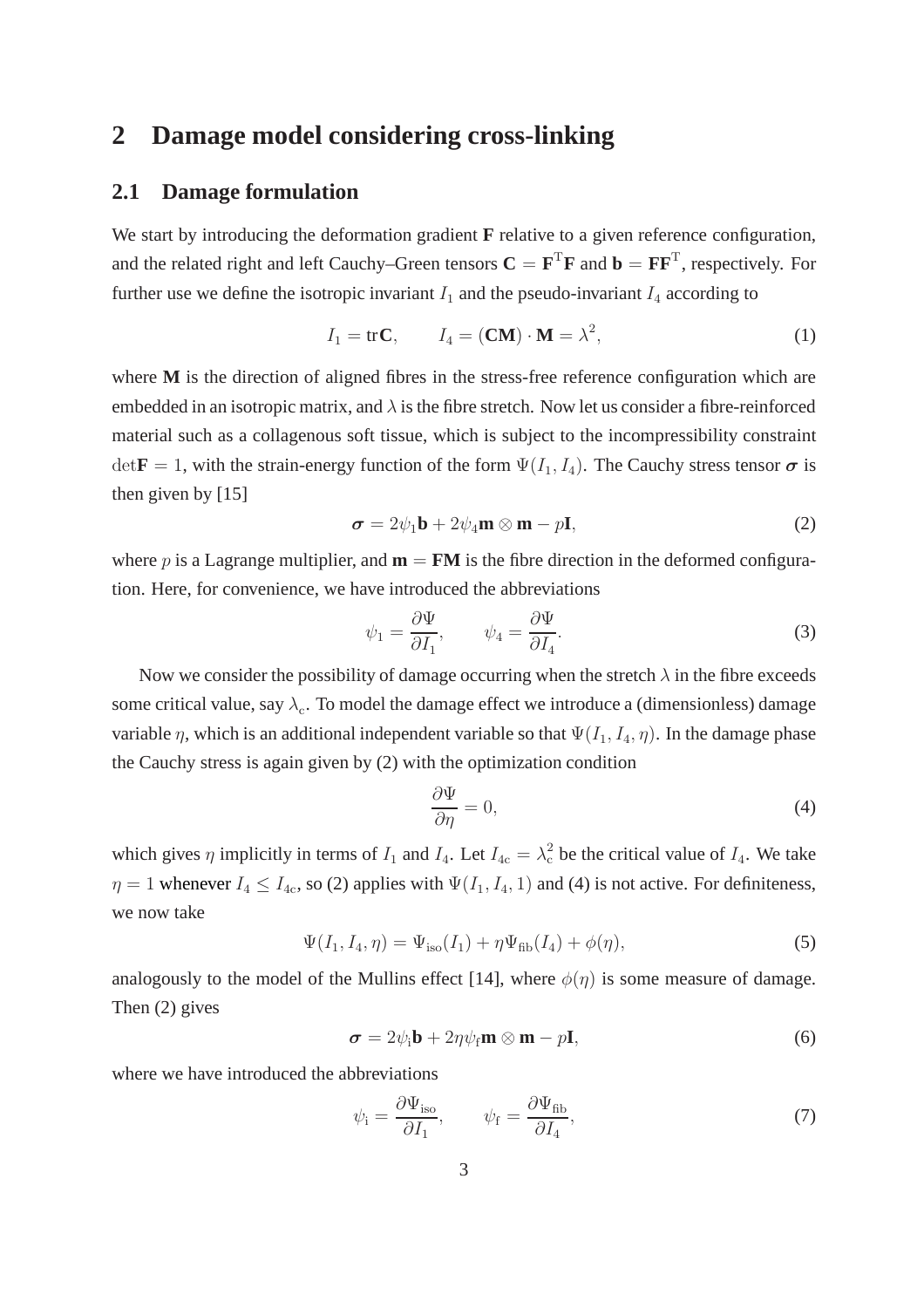## 2 Damage model considering cross-linking

### 2.1 Damage formulation

We start by introducing the deformation gradient $\mathbf{F}$ relative to a given reference configuration, and the related right and left Cauchy–Green tensors $\mathbf{C} = \mathbf{F}^{\mathrm{T}}\mathbf{F}$ and $\mathbf{b} = \mathbf{F}\mathbf{F}^{\mathrm{T}}$, respectively. For further use we define the isotropic invariant $I_1$ and the pseudo-invariant $I_4$ according to

$$I_1 = \mathrm{tr}\mathbf{C}, \qquad I_4 = (\mathbf{C}\mathbf{M}) \cdot \mathbf{M} = \lambda^2, \tag{1}$$

where $\mathbf{M}$ is the direction of aligned fibres in the stress-free reference configuration which are embedded in an isotropic matrix, and $\lambda$ is the fibre stretch. Now let us consider a fibre-reinforced material such as a collagenous soft tissue, which is subject to the incompressibility constraint $\det\mathbf{F} = 1$, with the strain-energy function of the form $\Psi(I_1, I_4)$. The Cauchy stress tensor $\boldsymbol{\sigma}$ is then given by [15]

$$\boldsymbol{\sigma} = 2\psi_1\mathbf{b} + 2\psi_4\mathbf{m} \otimes \mathbf{m} - p\mathbf{I}, \tag{2}$$

where $p$ is a Lagrange multiplier, and $\mathbf{m} = \mathbf{F}\mathbf{M}$ is the fibre direction in the deformed configuration. Here, for convenience, we have introduced the abbreviations

$$\psi_1 = \frac{\partial\Psi}{\partial I_1}, \qquad \psi_4 = \frac{\partial\Psi}{\partial I_4}. \tag{3}$$

Now we consider the possibility of damage occurring when the stretch $\lambda$ in the fibre exceeds some critical value, say $\lambda_{\mathrm{c}}$. To model the damage effect we introduce a (dimensionless) damage variable $\eta$, which is an additional independent variable so that $\Psi(I_1, I_4, \eta)$. In the damage phase the Cauchy stress is again given by (2) with the optimization condition

$$\frac{\partial\Psi}{\partial\eta} = 0, \tag{4}$$

which gives $\eta$ implicitly in terms of $I_1$ and $I_4$. Let $I_{4\mathrm{c}} = \lambda_{\mathrm{c}}^2$ be the critical value of $I_4$. We take $\eta = 1$ whenever $I_4 \leq I_{4\mathrm{c}}$, so (2) applies with $\Psi(I_1, I_4, 1)$ and (4) is not active. For definiteness, we now take

$$\Psi(I_1, I_4, \eta) = \Psi_{\mathrm{iso}}(I_1) + \eta\Psi_{\mathrm{fib}}(I_4) + \phi(\eta), \tag{5}$$

analogously to the model of the Mullins effect [14], where $\phi(\eta)$ is some measure of damage. Then (2) gives

$$\boldsymbol{\sigma} = 2\psi_{\mathrm{i}}\mathbf{b} + 2\eta\psi_{\mathrm{f}}\mathbf{m} \otimes \mathbf{m} - p\mathbf{I}, \tag{6}$$

where we have introduced the abbreviations

$$\psi_{\mathrm{i}} = \frac{\partial\Psi_{\mathrm{iso}}}{\partial I_1}, \qquad \psi_{\mathrm{f}} = \frac{\partial\Psi_{\mathrm{fib}}}{\partial I_4}, \tag{7}$$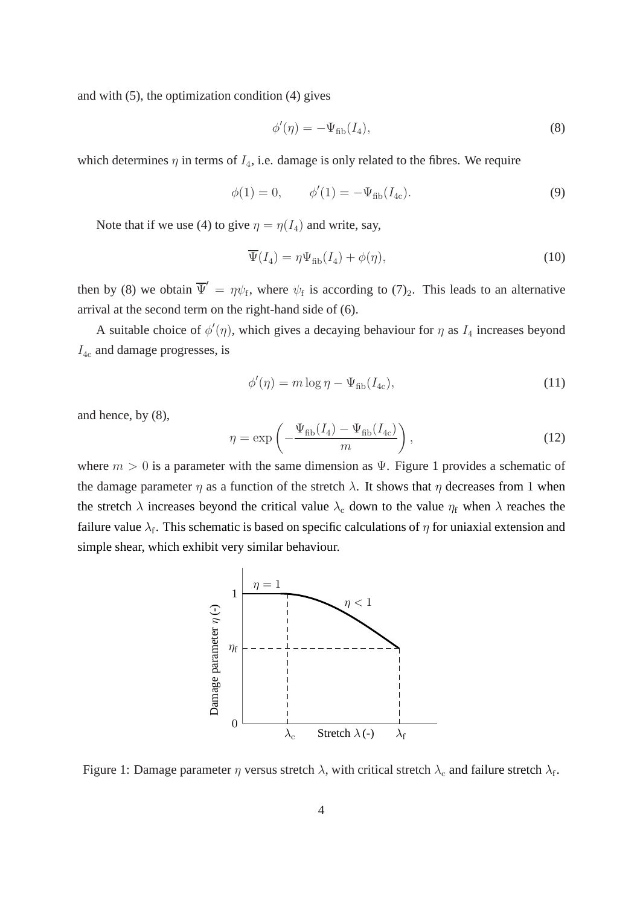and with (5), the optimization condition (4) gives

$$\phi'(\eta) = -\Psi_{\text{fib}}(I_4), \tag{8}$$

which determines $\eta$ in terms of $I_4$, i.e. damage is only related to the fibres. We require

$$\phi(1) = 0, \qquad \phi'(1) = -\Psi_{\text{fib}}(I_{4\text{c}}). \tag{9}$$

Note that if we use (4) to give $\eta = \eta(I_4)$ and write, say,

$$\overline{\Psi}(I_4) = \eta\Psi_{\text{fib}}(I_4) + \phi(\eta), \tag{10}$$

then by (8) we obtain $\overline{\Psi}' = \eta\psi_{\text{f}}$, where $\psi_{\text{f}}$ is according to $(7)_2$. This leads to an alternative arrival at the second term on the right-hand side of (6).

A suitable choice of $\phi'(\eta)$, which gives a decaying behaviour for $\eta$ as $I_4$ increases beyond $I_{4\text{c}}$ and damage progresses, is

$$\phi'(\eta) = m\log\eta - \Psi_{\text{fib}}(I_{4\text{c}}), \tag{11}$$

and hence, by (8),

$$\eta = \exp\left(-\frac{\Psi_{\text{fib}}(I_4) - \Psi_{\text{fib}}(I_{4\text{c}})}{m}\right), \tag{12}$$

where $m > 0$ is a parameter with the same dimension as $\Psi$. Figure 1 provides a schematic of the damage parameter $\eta$ as a function of the stretch $\lambda$. It shows that $\eta$ decreases from 1 when the stretch $\lambda$ increases beyond the critical value $\lambda_{\text{c}}$ down to the value $\eta_{\text{f}}$ when $\lambda$ reaches the failure value $\lambda_{\text{f}}$. This schematic is based on specific calculations of $\eta$ for uniaxial extension and simple shear, which exhibit very similar behaviour.

Figure 1: Damage parameter $\eta$ versus stretch $\lambda$, with critical stretch $\lambda_{\text{c}}$ and failure stretch $\lambda_{\text{f}}$.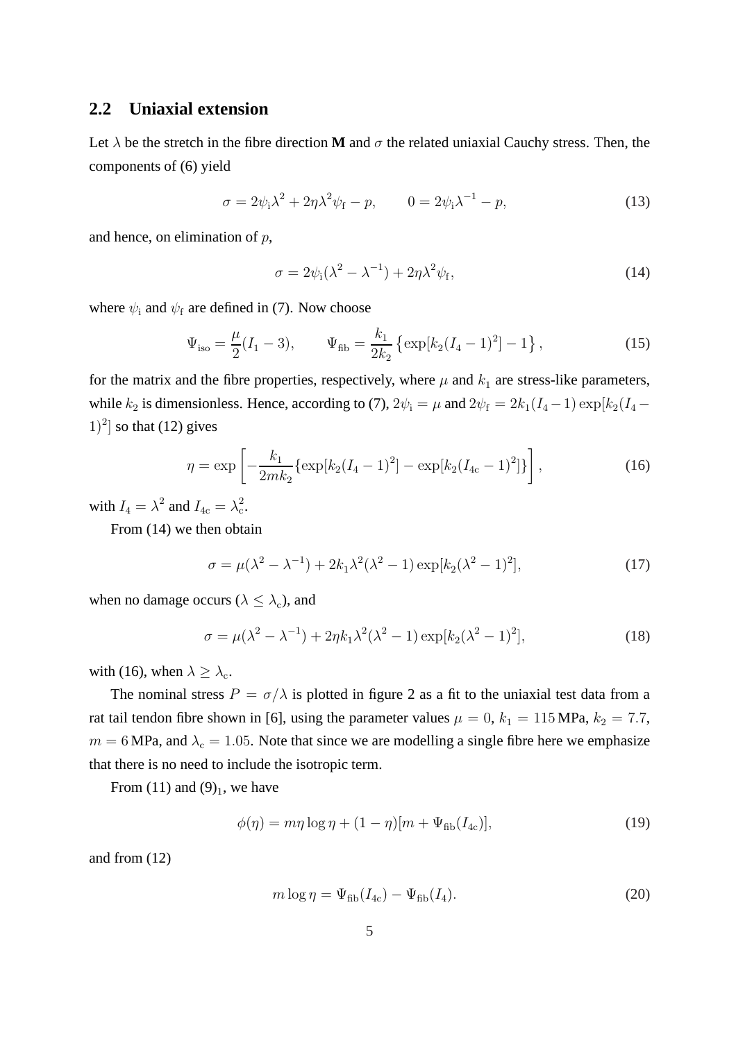## 2.2 Uniaxial extension

Let $\lambda$ be the stretch in the fibre direction **M** and $\sigma$ the related uniaxial Cauchy stress. Then, the components of (6) yield

$$\sigma = 2\psi_{\rm i}\lambda^2 + 2\eta\lambda^2\psi_{\rm f} - p, \qquad 0 = 2\psi_{\rm i}\lambda^{-1} - p, \tag{13}$$

and hence, on elimination of $p$,

$$\sigma = 2\psi_{\rm i}(\lambda^2 - \lambda^{-1}) + 2\eta\lambda^2\psi_{\rm f}, \tag{14}$$

where $\psi_{\rm i}$ and $\psi_{\rm f}$ are defined in (7). Now choose

$$\Psi_{\rm iso} = \frac{\mu}{2}(I_1 - 3), \qquad \Psi_{\rm fib} = \frac{k_1}{2k_2}\left\{\exp[k_2(I_4-1)^2] - 1\right\}, \tag{15}$$

for the matrix and the fibre properties, respectively, where $\mu$ and $k_1$ are stress-like parameters, while $k_2$ is dimensionless. Hence, according to (7), $2\psi_{\rm i} = \mu$ and $2\psi_{\rm f} = 2k_1(I_4-1)\exp[k_2(I_4-1)^2]$ so that (12) gives

$$\eta = \exp\left[-\frac{k_1}{2mk_2}\{\exp[k_2(I_4-1)^2] - \exp[k_2(I_{4\rm c}-1)^2]\}\right], \tag{16}$$

with $I_4 = \lambda^2$ and $I_{4\rm c} = \lambda_{\rm c}^2$.

From (14) we then obtain

$$\sigma = \mu(\lambda^2 - \lambda^{-1}) + 2k_1\lambda^2(\lambda^2-1)\exp[k_2(\lambda^2-1)^2], \tag{17}$$

when no damage occurs ($\lambda \le \lambda_{\rm c}$), and

$$\sigma = \mu(\lambda^2 - \lambda^{-1}) + 2\eta k_1\lambda^2(\lambda^2-1)\exp[k_2(\lambda^2-1)^2], \tag{18}$$

with (16), when $\lambda \ge \lambda_{\rm c}$.

The nominal stress $P = \sigma/\lambda$ is plotted in figure 2 as a fit to the uniaxial test data from a rat tail tendon fibre shown in [6], using the parameter values $\mu = 0$, $k_1 = 115\,$MPa, $k_2 = 7.7$, $m = 6\,$MPa, and $\lambda_{\rm c} = 1.05$. Note that since we are modelling a single fibre here we emphasize that there is no need to include the isotropic term.

From (11) and $(9)_1$, we have

$$\phi(\eta) = m\eta\log\eta + (1-\eta)[m + \Psi_{\rm fib}(I_{4\rm c})], \tag{19}$$

and from (12)

$$m\log\eta = \Psi_{\rm fib}(I_{4\rm c}) - \Psi_{\rm fib}(I_4). \tag{20}$$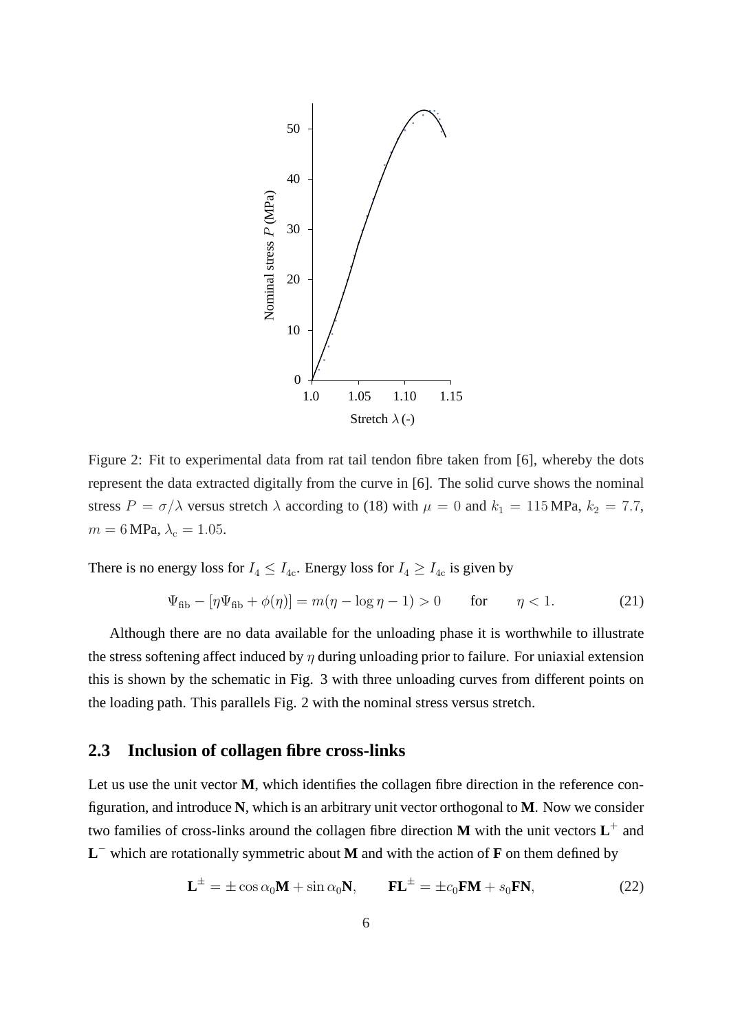Figure 2: Fit to experimental data from rat tail tendon fibre taken from [6], whereby the dots represent the data extracted digitally from the curve in [6]. The solid curve shows the nominal stress $P = \sigma/\lambda$ versus stretch $\lambda$ according to (18) with $\mu = 0$ and $k_1 = 115\,\text{MPa}$, $k_2 = 7.7$, $m = 6\,\text{MPa}$, $\lambda_\text{c} = 1.05$.

There is no energy loss for $I_4 \leq I_{4\text{c}}$. Energy loss for $I_4 \geq I_{4\text{c}}$ is given by

$$\Psi_\text{fib} - [\eta \Psi_\text{fib} + \phi(\eta)] = m(\eta - \log \eta - 1) > 0 \qquad \text{for} \qquad \eta < 1. \tag{21}$$

Although there are no data available for the unloading phase it is worthwhile to illustrate the stress softening affect induced by $\eta$ during unloading prior to failure. For uniaxial extension this is shown by the schematic in Fig. 3 with three unloading curves from different points on the loading path. This parallels Fig. 2 with the nominal stress versus stretch.

## 2.3 Inclusion of collagen fibre cross-links

Let us use the unit vector **M**, which identifies the collagen fibre direction in the reference configuration, and introduce **N**, which is an arbitrary unit vector orthogonal to **M**. Now we consider two families of cross-links around the collagen fibre direction **M** with the unit vectors $\mathbf{L}^+$ and $\mathbf{L}^-$ which are rotationally symmetric about **M** and with the action of **F** on them defined by

$$\mathbf{L}^\pm = \pm \cos \alpha_0 \mathbf{M} + \sin \alpha_0 \mathbf{N}, \qquad \mathbf{F}\mathbf{L}^\pm = \pm c_0 \mathbf{F}\mathbf{M} + s_0 \mathbf{F}\mathbf{N}, \tag{22}$$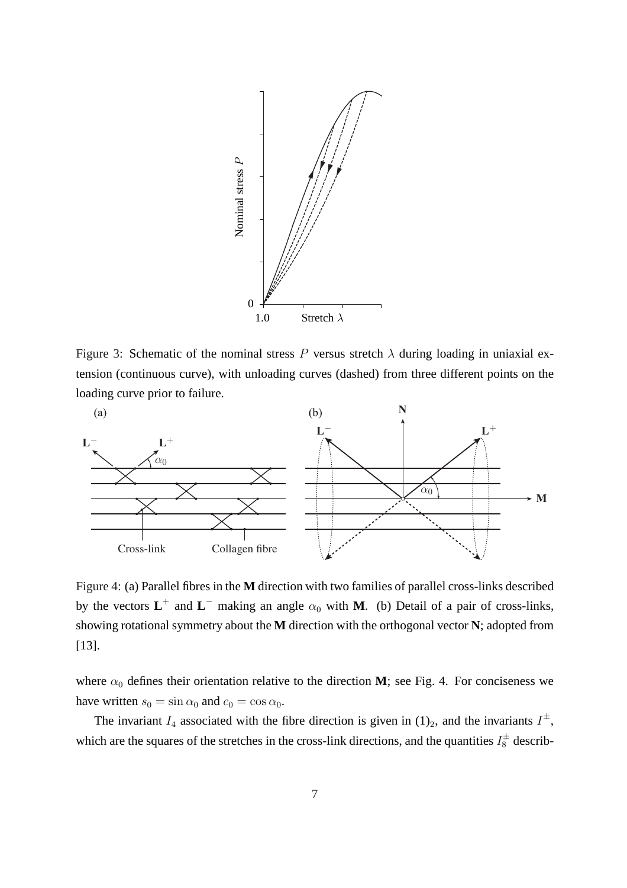Figure 3: Schematic of the nominal stress $P$ versus stretch $\lambda$ during loading in uniaxial extension (continuous curve), with unloading curves (dashed) from three different points on the loading curve prior to failure.

Figure 4: (a) Parallel fibres in the **M** direction with two families of parallel cross-links described by the vectors $\mathbf{L}^+$ and $\mathbf{L}^-$ making an angle $\alpha_0$ with **M**. (b) Detail of a pair of cross-links, showing rotational symmetry about the **M** direction with the orthogonal vector **N**; adopted from [13].

where $\alpha_0$ defines their orientation relative to the direction **M**; see Fig. 4. For conciseness we have written $s_0 = \sin\alpha_0$ and $c_0 = \cos\alpha_0$.

The invariant $I_4$ associated with the fibre direction is given in $(1)_2$, and the invariants $I^{\pm}$, which are the squares of the stretches in the cross-link directions, and the quantities $I_8^{\pm}$ describ-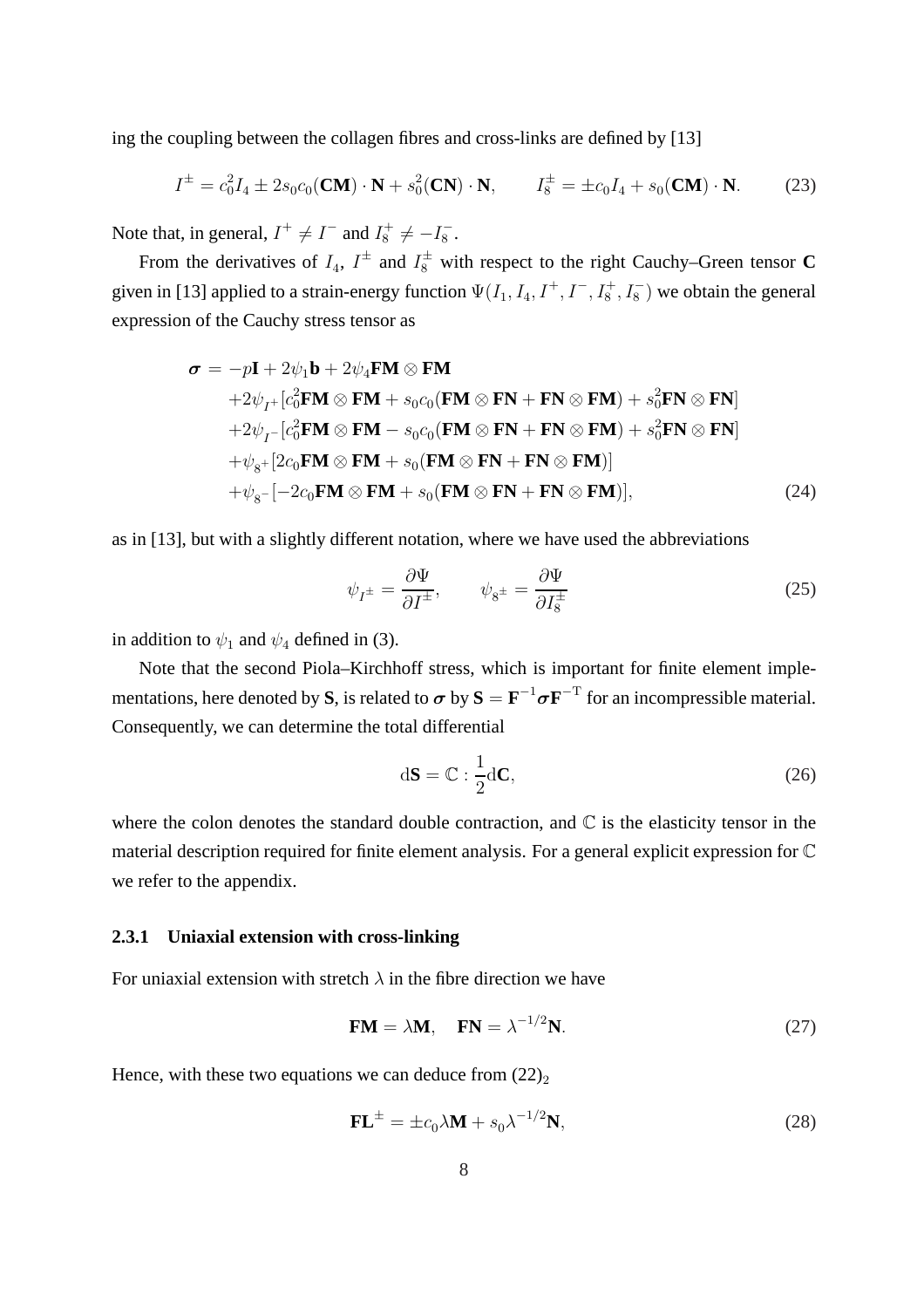ing the coupling between the collagen fibres and cross-links are defined by [13]

$$I^{\pm} = c_0^2 I_4 \pm 2s_0 c_0(\mathbf{CM}) \cdot \mathbf{N} + s_0^2(\mathbf{CN}) \cdot \mathbf{N}, \qquad I_8^{\pm} = \pm c_0 I_4 + s_0(\mathbf{CM}) \cdot \mathbf{N}. \tag{23}$$

Note that, in general, $I^+ \neq I^-$ and $I_8^+ \neq -I_8^-$.

From the derivatives of $I_4$, $I^{\pm}$ and $I_8^{\pm}$ with respect to the right Cauchy–Green tensor **C** given in [13] applied to a strain-energy function $\Psi(I_1, I_4, I^+, I^-, I_8^+, I_8^-)$ we obtain the general expression of the Cauchy stress tensor as

$$\begin{aligned}
\boldsymbol{\sigma} = &-p\mathbf{I} + 2\psi_1 \mathbf{b} + 2\psi_4 \mathbf{FM} \otimes \mathbf{FM} \\
&+ 2\psi_{I^+}[c_0^2 \mathbf{FM} \otimes \mathbf{FM} + s_0 c_0(\mathbf{FM} \otimes \mathbf{FN} + \mathbf{FN} \otimes \mathbf{FM}) + s_0^2 \mathbf{FN} \otimes \mathbf{FN}] \\
&+ 2\psi_{I^-}[c_0^2 \mathbf{FM} \otimes \mathbf{FM} - s_0 c_0(\mathbf{FM} \otimes \mathbf{FN} + \mathbf{FN} \otimes \mathbf{FM}) + s_0^2 \mathbf{FN} \otimes \mathbf{FN}] \\
&+ \psi_{8^+}[2c_0 \mathbf{FM} \otimes \mathbf{FM} + s_0(\mathbf{FM} \otimes \mathbf{FN} + \mathbf{FN} \otimes \mathbf{FM})] \\
&+ \psi_{8^-}[-2c_0 \mathbf{FM} \otimes \mathbf{FM} + s_0(\mathbf{FM} \otimes \mathbf{FN} + \mathbf{FN} \otimes \mathbf{FM})],
\end{aligned} \tag{24}$$

as in [13], but with a slightly different notation, where we have used the abbreviations

$$\psi_{I^{\pm}} = \frac{\partial \Psi}{\partial I^{\pm}}, \qquad \psi_{8^{\pm}} = \frac{\partial \Psi}{\partial I_8^{\pm}} \tag{25}$$

in addition to $\psi_1$ and $\psi_4$ defined in (3).

Note that the second Piola–Kirchhoff stress, which is important for finite element implementations, here denoted by **S**, is related to $\boldsymbol{\sigma}$ by $\mathbf{S} = \mathbf{F}^{-1}\boldsymbol{\sigma}\mathbf{F}^{-\mathrm{T}}$ for an incompressible material. Consequently, we can determine the total differential

$$\mathrm{d}\mathbf{S} = \mathbb{C} : \frac{1}{2}\mathrm{d}\mathbf{C}, \tag{26}$$

where the colon denotes the standard double contraction, and $\mathbb{C}$ is the elasticity tensor in the material description required for finite element analysis. For a general explicit expression for $\mathbb{C}$ we refer to the appendix.

### 2.3.1 Uniaxial extension with cross-linking

For uniaxial extension with stretch $\lambda$ in the fibre direction we have

$$\mathbf{FM} = \lambda \mathbf{M}, \quad \mathbf{FN} = \lambda^{-1/2}\mathbf{N}. \tag{27}$$

Hence, with these two equations we can deduce from $(22)_2$

$$\mathbf{FL}^{\pm} = \pm c_0 \lambda \mathbf{M} + s_0 \lambda^{-1/2}\mathbf{N}, \tag{28}$$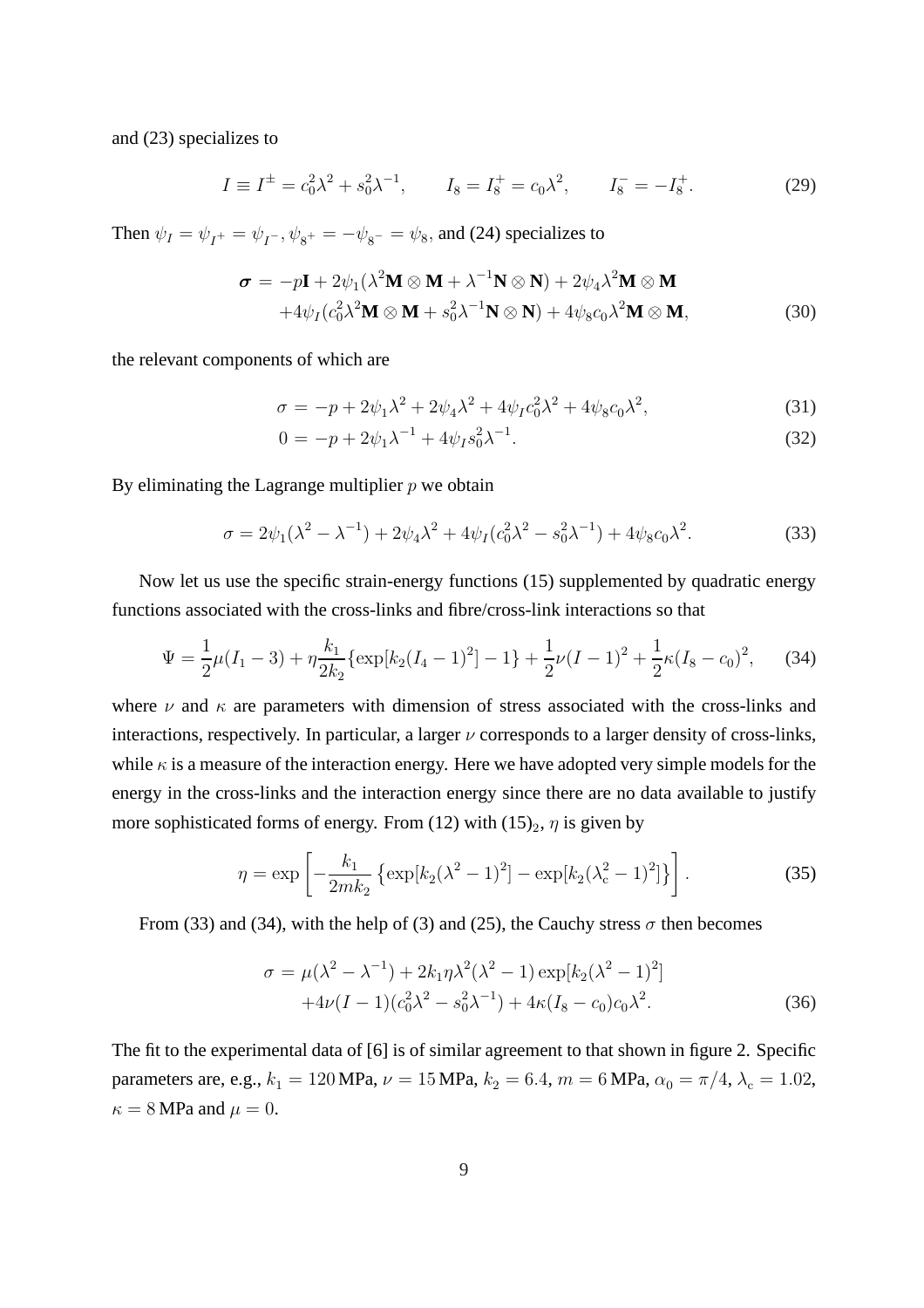and (23) specializes to

$$I \equiv I^{\pm} = c_0^2\lambda^2 + s_0^2\lambda^{-1}, \qquad I_8 = I_8^+ = c_0\lambda^2, \qquad I_8^- = -I_8^+. \tag{29}$$

Then $\psi_I = \psi_{I^+} = \psi_{I^-}, \psi_{8^+} = -\psi_{8^-} = \psi_8$, and (24) specializes to

$$\begin{aligned}\boldsymbol{\sigma} \,=\, & -p\mathbf{I} + 2\psi_1(\lambda^2\mathbf{M}\otimes\mathbf{M} + \lambda^{-1}\mathbf{N}\otimes\mathbf{N}) + 2\psi_4\lambda^2\mathbf{M}\otimes\mathbf{M} \\ & + 4\psi_I(c_0^2\lambda^2\mathbf{M}\otimes\mathbf{M} + s_0^2\lambda^{-1}\mathbf{N}\otimes\mathbf{N}) + 4\psi_8 c_0\lambda^2\mathbf{M}\otimes\mathbf{M},\end{aligned} \tag{30}$$

the relevant components of which are

$$\sigma \,=\, -p + 2\psi_1\lambda^2 + 2\psi_4\lambda^2 + 4\psi_I c_0^2\lambda^2 + 4\psi_8 c_0\lambda^2, \tag{31}$$

$$0 \,=\, -p + 2\psi_1\lambda^{-1} + 4\psi_I s_0^2\lambda^{-1}. \tag{32}$$

By eliminating the Lagrange multiplier $p$ we obtain

$$\sigma = 2\psi_1(\lambda^2 - \lambda^{-1}) + 2\psi_4\lambda^2 + 4\psi_I(c_0^2\lambda^2 - s_0^2\lambda^{-1}) + 4\psi_8 c_0\lambda^2. \tag{33}$$

Now let us use the specific strain-energy functions (15) supplemented by quadratic energy functions associated with the cross-links and fibre/cross-link interactions so that

$$\Psi = \frac{1}{2}\mu(I_1 - 3) + \eta\frac{k_1}{2k_2}\{\exp[k_2(I_4-1)^2] - 1\} + \frac{1}{2}\nu(I-1)^2 + \frac{1}{2}\kappa(I_8 - c_0)^2, \tag{34}$$

where $\nu$ and $\kappa$ are parameters with dimension of stress associated with the cross-links and interactions, respectively. In particular, a larger $\nu$ corresponds to a larger density of cross-links, while $\kappa$ is a measure of the interaction energy. Here we have adopted very simple models for the energy in the cross-links and the interaction energy since there are no data available to justify more sophisticated forms of energy. From (12) with $(15)_2$, $\eta$ is given by

$$\eta = \exp\left[-\frac{k_1}{2mk_2}\left\{\exp[k_2(\lambda^2-1)^2] - \exp[k_2(\lambda_c^2-1)^2]\right\}\right]. \tag{35}$$

From (33) and (34), with the help of (3) and (25), the Cauchy stress $\sigma$ then becomes

$$\begin{aligned}\sigma \,=\, & \mu(\lambda^2 - \lambda^{-1}) + 2k_1\eta\lambda^2(\lambda^2-1)\exp[k_2(\lambda^2-1)^2] \\ & + 4\nu(I-1)(c_0^2\lambda^2 - s_0^2\lambda^{-1}) + 4\kappa(I_8 - c_0)c_0\lambda^2.\end{aligned} \tag{36}$$

The fit to the experimental data of [6] is of similar agreement to that shown in figure 2. Specific parameters are, e.g., $k_1 = 120\,$MPa, $\nu = 15\,$MPa, $k_2 = 6.4$, $m = 6\,$MPa, $\alpha_0 = \pi/4$, $\lambda_c = 1.02$, $\kappa = 8\,$MPa and $\mu = 0$.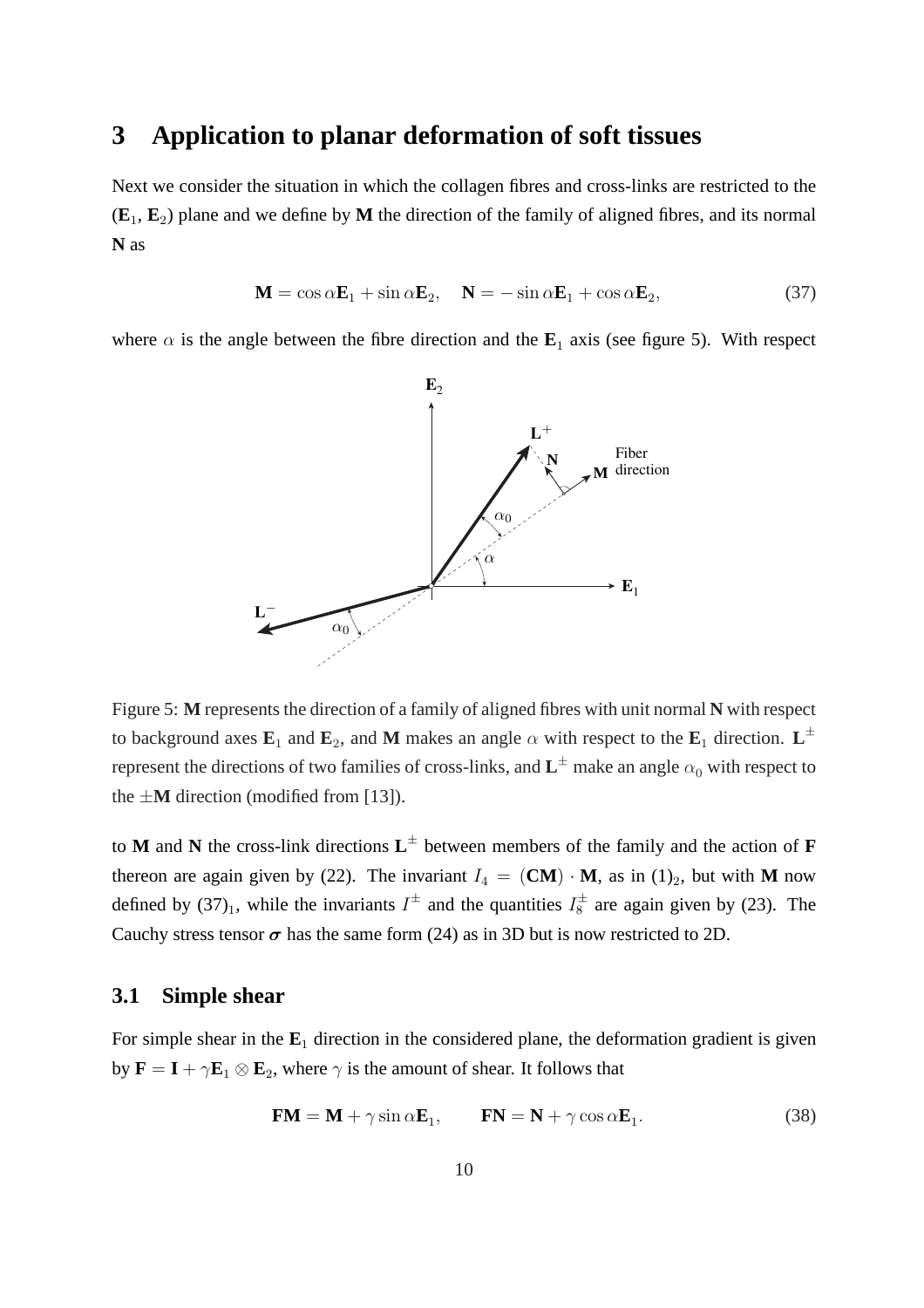# 3 Application to planar deformation of soft tissues

Next we consider the situation in which the collagen fibres and cross-links are restricted to the ($\mathbf{E}_1$, $\mathbf{E}_2$) plane and we define by $\mathbf{M}$ the direction of the family of aligned fibres, and its normal $\mathbf{N}$ as

$$\mathbf{M} = \cos\alpha \mathbf{E}_1 + \sin\alpha \mathbf{E}_2, \quad \mathbf{N} = -\sin\alpha \mathbf{E}_1 + \cos\alpha \mathbf{E}_2, \tag{37}$$

where $\alpha$ is the angle between the fibre direction and the $\mathbf{E}_1$ axis (see figure 5). With respect to $\mathbf{M}$ and $\mathbf{N}$ the cross-link directions $\mathbf{L}^\pm$ between members of the family and the action of $\mathbf{F}$ thereon are again given by (22). The invariant $I_4 = (\mathbf{CM}) \cdot \mathbf{M}$, as in $(1)_2$, but with $\mathbf{M}$ now defined by $(37)_1$, while the invariants $I^\pm$ and the quantities $I_8^\pm$ are again given by (23). The Cauchy stress tensor $\boldsymbol{\sigma}$ has the same form (24) as in 3D but is now restricted to 2D.

Figure 5: $\mathbf{M}$ represents the direction of a family of aligned fibres with unit normal $\mathbf{N}$ with respect to background axes $\mathbf{E}_1$ and $\mathbf{E}_2$, and $\mathbf{M}$ makes an angle $\alpha$ with respect to the $\mathbf{E}_1$ direction. $\mathbf{L}^\pm$ represent the directions of two families of cross-links, and $\mathbf{L}^\pm$ make an angle $\alpha_0$ with respect to the $\pm\mathbf{M}$ direction (modified from [13]).

## 3.1 Simple shear

For simple shear in the $\mathbf{E}_1$ direction in the considered plane, the deformation gradient is given by $\mathbf{F} = \mathbf{I} + \gamma \mathbf{E}_1 \otimes \mathbf{E}_2$, where $\gamma$ is the amount of shear. It follows that

$$\mathbf{FM} = \mathbf{M} + \gamma \sin\alpha \mathbf{E}_1, \qquad \mathbf{FN} = \mathbf{N} + \gamma \cos\alpha \mathbf{E}_1. \tag{38}$$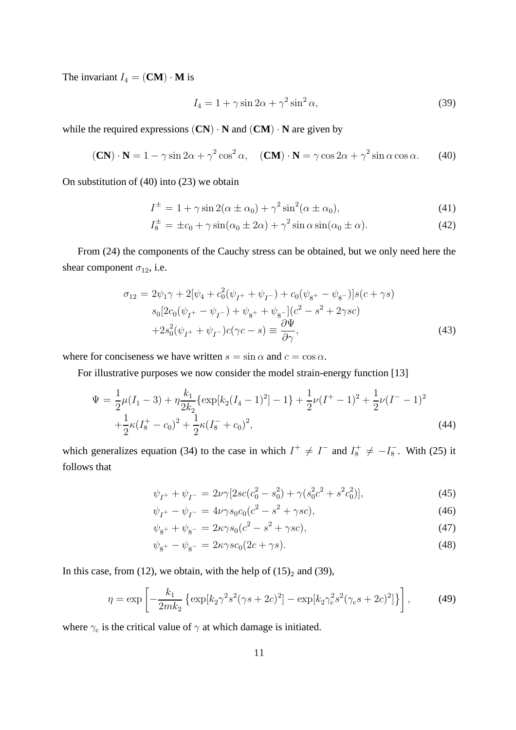The invariant $I_4 = (\mathbf{CM}) \cdot \mathbf{M}$ is

$$I_4 = 1 + \gamma \sin 2\alpha + \gamma^2 \sin^2 \alpha, \tag{39}$$

while the required expressions $(\mathbf{CN}) \cdot \mathbf{N}$ and $(\mathbf{CM}) \cdot \mathbf{N}$ are given by

$$(\mathbf{CN}) \cdot \mathbf{N} = 1 - \gamma \sin 2\alpha + \gamma^2 \cos^2 \alpha, \quad (\mathbf{CM}) \cdot \mathbf{N} = \gamma \cos 2\alpha + \gamma^2 \sin \alpha \cos \alpha. \tag{40}$$

On substitution of (40) into (23) we obtain

$$I^{\pm} = 1 + \gamma \sin 2(\alpha \pm \alpha_0) + \gamma^2 \sin^2(\alpha \pm \alpha_0), \tag{41}$$

$$I_8^{\pm} = \pm c_0 + \gamma \sin(\alpha_0 \pm 2\alpha) + \gamma^2 \sin \alpha \sin(\alpha_0 \pm \alpha). \tag{42}$$

From (24) the components of the Cauchy stress can be obtained, but we only need here the shear component $\sigma_{12}$, i.e.

$$\begin{aligned}
\sigma_{12} = {} & 2\psi_1\gamma + 2[\psi_4 + c_0^2(\psi_{I^+} + \psi_{I^-}) + c_0(\psi_{8^+} - \psi_{8^-})]s(c + \gamma s) \\
& s_0[2c_0(\psi_{I^+} - \psi_{I^-}) + \psi_{8^+} + \psi_{8^-}](c^2 - s^2 + 2\gamma sc) \\
& + 2s_0^2(\psi_{I^+} + \psi_{I^-})c(\gamma c - s) \equiv \frac{\partial \Psi}{\partial \gamma},
\end{aligned} \tag{43}$$

where for conciseness we have written $s = \sin \alpha$ and $c = \cos \alpha$.

For illustrative purposes we now consider the model strain-energy function [13]

$$\begin{aligned}
\Psi = {} & \frac{1}{2}\mu(I_1 - 3) + \eta \frac{k_1}{2k_2}\{\exp[k_2(I_4 - 1)^2] - 1\} + \frac{1}{2}\nu(I^+ - 1)^2 + \frac{1}{2}\nu(I^- - 1)^2 \\
& + \frac{1}{2}\kappa(I_8^+ - c_0)^2 + \frac{1}{2}\kappa(I_8^- + c_0)^2,
\end{aligned} \tag{44}$$

which generalizes equation (34) to the case in which $I^+ \neq I^-$ and $I_8^+ \neq -I_8^-$. With (25) it follows that

$$\psi_{I^+} + \psi_{I^-} = 2\nu\gamma[2sc(c_0^2 - s_0^2) + \gamma(s_0^2 c^2 + s^2 c_0^2)], \tag{45}$$

$$\psi_{I^+} - \psi_{I^-} = 4\nu\gamma s_0 c_0(c^2 - s^2 + \gamma sc), \tag{46}$$

$$\psi_{8^+} + \psi_{8^-} = 2\kappa\gamma s_0(c^2 - s^2 + \gamma sc), \tag{47}$$

$$\psi_{8^+} - \psi_{8^-} = 2\kappa\gamma s c_0(2c + \gamma s). \tag{48}$$

In this case, from (12), we obtain, with the help of $(15)_2$ and (39),

$$\eta = \exp\left[-\frac{k_1}{2mk_2}\left\{\exp[k_2\gamma^2 s^2(\gamma s + 2c)^2] - \exp[k_2\gamma_c^2 s^2(\gamma_c s + 2c)^2]\right\}\right], \tag{49}$$

where $\gamma_c$ is the critical value of $\gamma$ at which damage is initiated.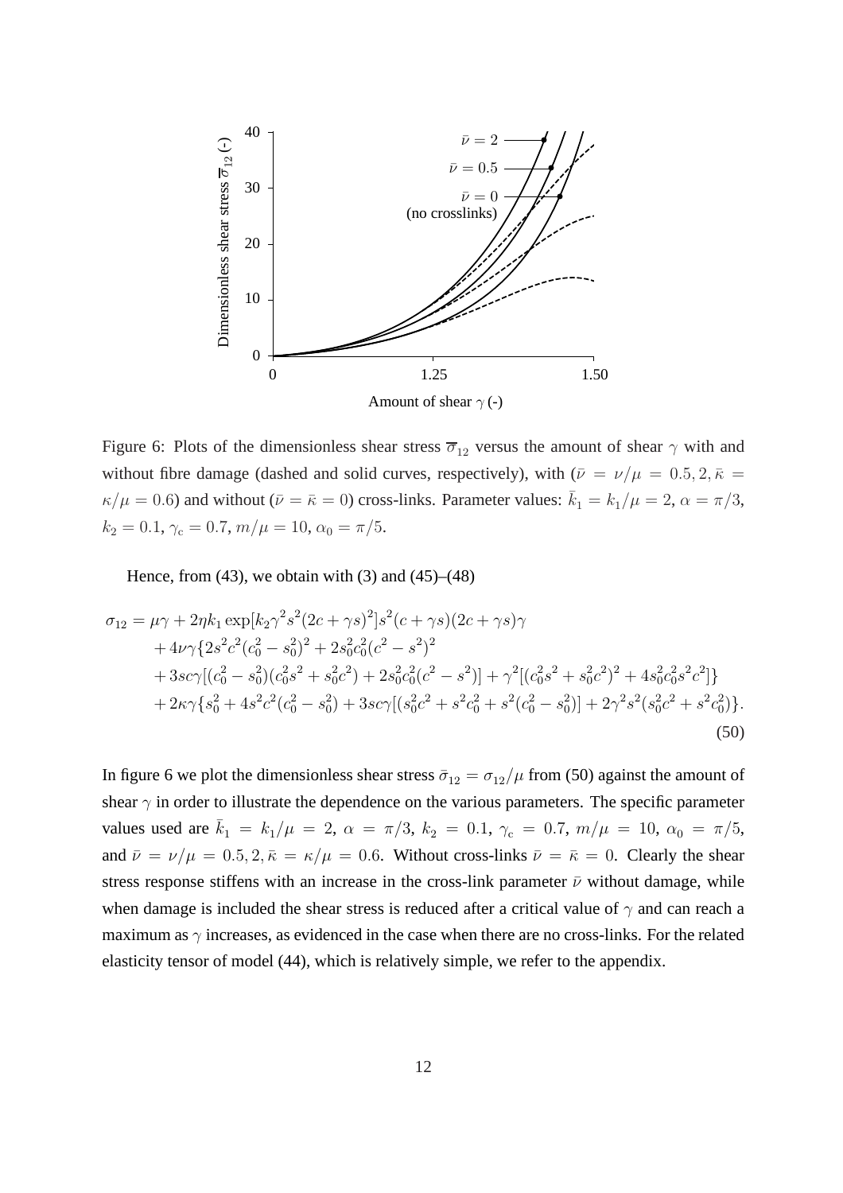Figure 6: Plots of the dimensionless shear stress $\overline{\sigma}_{12}$ versus the amount of shear $\gamma$ with and without fibre damage (dashed and solid curves, respectively), with ($\bar{\nu} = \nu/\mu = 0.5, 2, \bar{\kappa} = \kappa/\mu = 0.6$) and without ($\bar{\nu} = \bar{\kappa} = 0$) cross-links. Parameter values: $\bar{k}_1 = k_1/\mu = 2$, $\alpha = \pi/3$, $k_2 = 0.1$, $\gamma_c = 0.7$, $m/\mu = 10$, $\alpha_0 = \pi/5$.

Hence, from (43), we obtain with (3) and (45)–(48)

$$
\begin{aligned}
\sigma_{12} = {} & \mu\gamma + 2\eta k_1 \exp[k_2\gamma^2 s^2(2c+\gamma s)^2] s^2(c+\gamma s)(2c+\gamma s)\gamma \\
& + 4\nu\gamma\{2s^2c^2(c_0^2 - s_0^2)^2 + 2s_0^2c_0^2(c^2 - s^2)^2 \\
& + 3sc\gamma[(c_0^2 - s_0^2)(c_0^2 s^2 + s_0^2 c^2) + 2s_0^2c_0^2(c^2 - s^2)] + \gamma^2[(c_0^2 s^2 + s_0^2 c^2)^2 + 4s_0^2c_0^2 s^2 c^2]\} \\
& + 2\kappa\gamma\{s_0^2 + 4s^2c^2(c_0^2 - s_0^2) + 3sc\gamma[(s_0^2c^2 + s^2c_0^2 + s^2(c_0^2 - s_0^2)] + 2\gamma^2 s^2(s_0^2c^2 + s^2c_0^2)\}.
\end{aligned} \tag{50}
$$

In figure 6 we plot the dimensionless shear stress $\bar{\sigma}_{12} = \sigma_{12}/\mu$ from (50) against the amount of shear $\gamma$ in order to illustrate the dependence on the various parameters. The specific parameter values used are $\bar{k}_1 = k_1/\mu = 2$, $\alpha = \pi/3$, $k_2 = 0.1$, $\gamma_c = 0.7$, $m/\mu = 10$, $\alpha_0 = \pi/5$, and $\bar{\nu} = \nu/\mu = 0.5, 2, \bar{\kappa} = \kappa/\mu = 0.6$. Without cross-links $\bar{\nu} = \bar{\kappa} = 0$. Clearly the shear stress response stiffens with an increase in the cross-link parameter $\bar{\nu}$ without damage, while when damage is included the shear stress is reduced after a critical value of $\gamma$ and can reach a maximum as $\gamma$ increases, as evidenced in the case when there are no cross-links. For the related elasticity tensor of model (44), which is relatively simple, we refer to the appendix.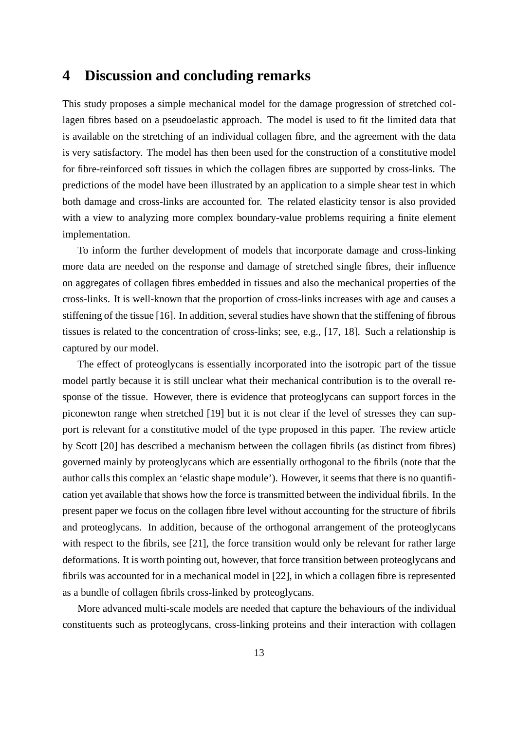# 4 Discussion and concluding remarks

This study proposes a simple mechanical model for the damage progression of stretched collagen fibres based on a pseudoelastic approach. The model is used to fit the limited data that is available on the stretching of an individual collagen fibre, and the agreement with the data is very satisfactory. The model has then been used for the construction of a constitutive model for fibre-reinforced soft tissues in which the collagen fibres are supported by cross-links. The predictions of the model have been illustrated by an application to a simple shear test in which both damage and cross-links are accounted for. The related elasticity tensor is also provided with a view to analyzing more complex boundary-value problems requiring a finite element implementation.

To inform the further development of models that incorporate damage and cross-linking more data are needed on the response and damage of stretched single fibres, their influence on aggregates of collagen fibres embedded in tissues and also the mechanical properties of the cross-links. It is well-known that the proportion of cross-links increases with age and causes a stiffening of the tissue [16]. In addition, several studies have shown that the stiffening of fibrous tissues is related to the concentration of cross-links; see, e.g., [17, 18]. Such a relationship is captured by our model.

The effect of proteoglycans is essentially incorporated into the isotropic part of the tissue model partly because it is still unclear what their mechanical contribution is to the overall response of the tissue. However, there is evidence that proteoglycans can support forces in the piconewton range when stretched [19] but it is not clear if the level of stresses they can support is relevant for a constitutive model of the type proposed in this paper. The review article by Scott [20] has described a mechanism between the collagen fibrils (as distinct from fibres) governed mainly by proteoglycans which are essentially orthogonal to the fibrils (note that the author calls this complex an 'elastic shape module'). However, it seems that there is no quantification yet available that shows how the force is transmitted between the individual fibrils. In the present paper we focus on the collagen fibre level without accounting for the structure of fibrils and proteoglycans. In addition, because of the orthogonal arrangement of the proteoglycans with respect to the fibrils, see [21], the force transition would only be relevant for rather large deformations. It is worth pointing out, however, that force transition between proteoglycans and fibrils was accounted for in a mechanical model in [22], in which a collagen fibre is represented as a bundle of collagen fibrils cross-linked by proteoglycans.

More advanced multi-scale models are needed that capture the behaviours of the individual constituents such as proteoglycans, cross-linking proteins and their interaction with collagen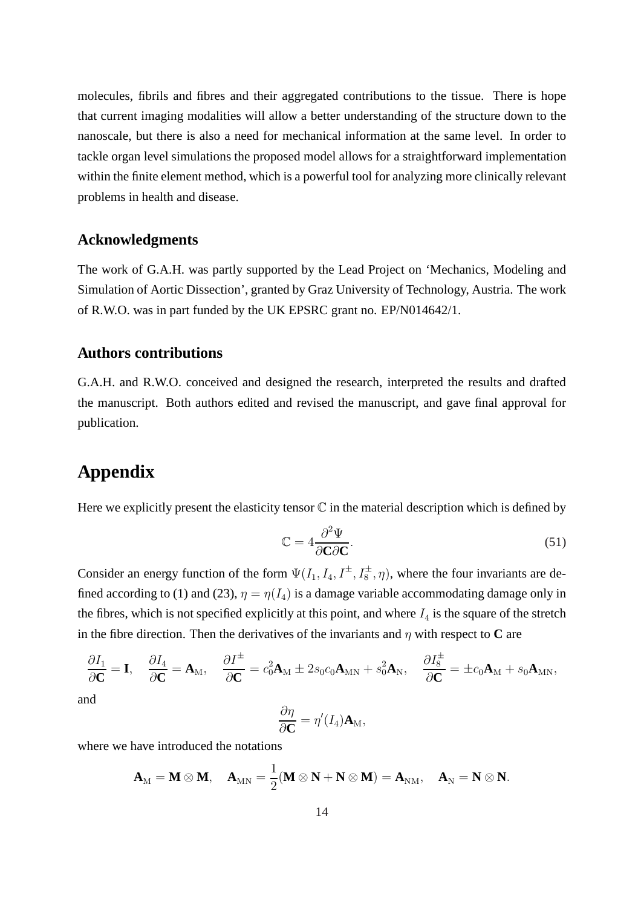molecules, fibrils and fibres and their aggregated contributions to the tissue. There is hope that current imaging modalities will allow a better understanding of the structure down to the nanoscale, but there is also a need for mechanical information at the same level. In order to tackle organ level simulations the proposed model allows for a straightforward implementation within the finite element method, which is a powerful tool for analyzing more clinically relevant problems in health and disease.

## Acknowledgments

The work of G.A.H. was partly supported by the Lead Project on 'Mechanics, Modeling and Simulation of Aortic Dissection', granted by Graz University of Technology, Austria. The work of R.W.O. was in part funded by the UK EPSRC grant no. EP/N014642/1.

## Authors contributions

G.A.H. and R.W.O. conceived and designed the research, interpreted the results and drafted the manuscript. Both authors edited and revised the manuscript, and gave final approval for publication.

# Appendix

Here we explicitly present the elasticity tensor $\mathbb{C}$ in the material description which is defined by

$$\mathbb{C} = 4\frac{\partial^2 \Psi}{\partial \mathbf{C} \partial \mathbf{C}}. \tag{51}$$

Consider an energy function of the form $\Psi(I_1, I_4, I^{\pm}, I_8^{\pm}, \eta)$, where the four invariants are defined according to (1) and (23), $\eta = \eta(I_4)$ is a damage variable accommodating damage only in the fibres, which is not specified explicitly at this point, and where $I_4$ is the square of the stretch in the fibre direction. Then the derivatives of the invariants and $\eta$ with respect to $\mathbf{C}$ are

$$\frac{\partial I_1}{\partial \mathbf{C}} = \mathbf{I}, \quad \frac{\partial I_4}{\partial \mathbf{C}} = \mathbf{A}_{\mathrm{M}}, \quad \frac{\partial I^{\pm}}{\partial \mathbf{C}} = c_0^2 \mathbf{A}_{\mathrm{M}} \pm 2 s_0 c_0 \mathbf{A}_{\mathrm{MN}} + s_0^2 \mathbf{A}_{\mathrm{N}}, \quad \frac{\partial I_8^{\pm}}{\partial \mathbf{C}} = \pm c_0 \mathbf{A}_{\mathrm{M}} + s_0 \mathbf{A}_{\mathrm{MN}},$$

and

$$\frac{\partial \eta}{\partial \mathbf{C}} = \eta'(I_4) \mathbf{A}_{\mathrm{M}},$$

where we have introduced the notations

$$\mathbf{A}_{\mathrm{M}} = \mathbf{M} \otimes \mathbf{M}, \quad \mathbf{A}_{\mathrm{MN}} = \frac{1}{2}(\mathbf{M} \otimes \mathbf{N} + \mathbf{N} \otimes \mathbf{M}) = \mathbf{A}_{\mathrm{NM}}, \quad \mathbf{A}_{\mathrm{N}} = \mathbf{N} \otimes \mathbf{N}.$$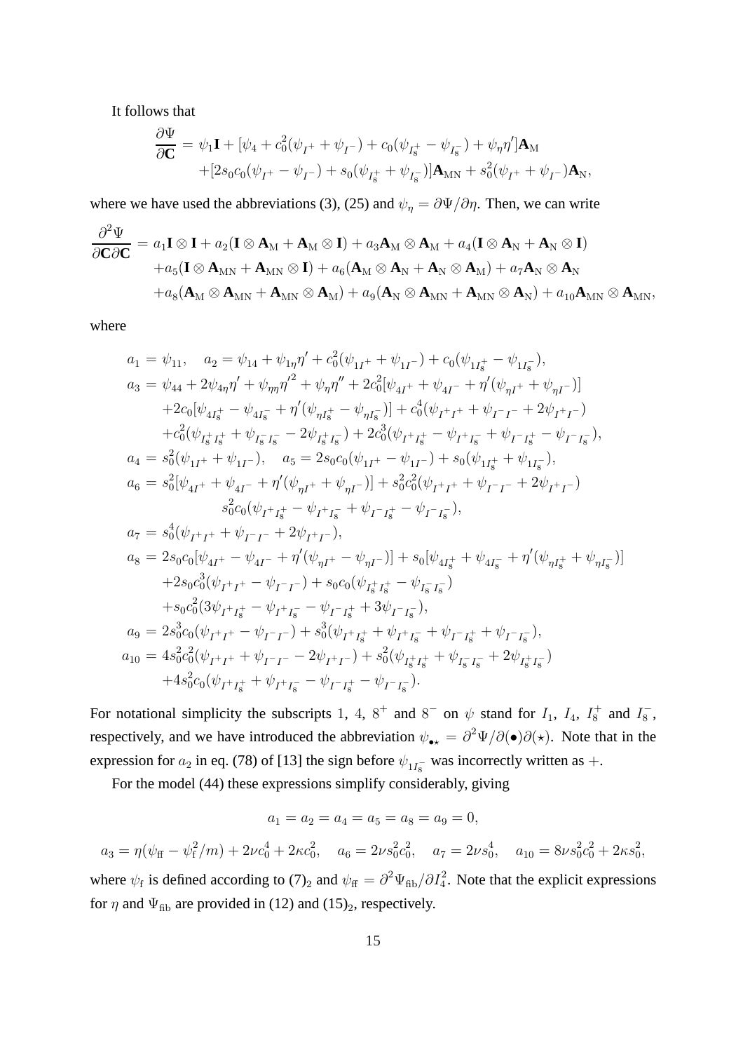It follows that

$$
\begin{aligned}
\frac{\partial \Psi}{\partial \mathbf{C}} = \psi_1 \mathbf{I} + [\psi_4 + c_0^2(\psi_{I^+} + \psi_{I^-}) + c_0(\psi_{I_8^+} - \psi_{I_8^-}) + \psi_\eta \eta'] \mathbf{A}_{\mathrm{M}} \\
+ [2 s_0 c_0 (\psi_{I^+} - \psi_{I^-}) + s_0(\psi_{I_8^+} + \psi_{I_8^-})] \mathbf{A}_{\mathrm{MN}} + s_0^2(\psi_{I^+} + \psi_{I^-}) \mathbf{A}_{\mathrm{N}},
\end{aligned}
$$

where we have used the abbreviations (3), (25) and $\psi_\eta = \partial \Psi / \partial \eta$. Then, we can write

$$
\begin{aligned}
\frac{\partial^2 \Psi}{\partial \mathbf{C} \partial \mathbf{C}} &= a_1 \mathbf{I} \otimes \mathbf{I} + a_2 (\mathbf{I} \otimes \mathbf{A}_{\mathrm{M}} + \mathbf{A}_{\mathrm{M}} \otimes \mathbf{I}) + a_3 \mathbf{A}_{\mathrm{M}} \otimes \mathbf{A}_{\mathrm{M}} + a_4 (\mathbf{I} \otimes \mathbf{A}_{\mathrm{N}} + \mathbf{A}_{\mathrm{N}} \otimes \mathbf{I}) \\
&+ a_5 (\mathbf{I} \otimes \mathbf{A}_{\mathrm{MN}} + \mathbf{A}_{\mathrm{MN}} \otimes \mathbf{I}) + a_6 (\mathbf{A}_{\mathrm{M}} \otimes \mathbf{A}_{\mathrm{N}} + \mathbf{A}_{\mathrm{N}} \otimes \mathbf{A}_{\mathrm{M}}) + a_7 \mathbf{A}_{\mathrm{N}} \otimes \mathbf{A}_{\mathrm{N}} \\
&+ a_8 (\mathbf{A}_{\mathrm{M}} \otimes \mathbf{A}_{\mathrm{MN}} + \mathbf{A}_{\mathrm{MN}} \otimes \mathbf{A}_{\mathrm{M}}) + a_9 (\mathbf{A}_{\mathrm{N}} \otimes \mathbf{A}_{\mathrm{MN}} + \mathbf{A}_{\mathrm{MN}} \otimes \mathbf{A}_{\mathrm{N}}) + a_{10} \mathbf{A}_{\mathrm{MN}} \otimes \mathbf{A}_{\mathrm{MN}},
\end{aligned}
$$

where

$$
\begin{aligned}
a_1 &= \psi_{11}, \quad a_2 = \psi_{14} + \psi_{1\eta} \eta' + c_0^2 (\psi_{1I^+} + \psi_{1I^-}) + c_0 (\psi_{1I_8^+} - \psi_{1I_8^-}), \\
a_3 &= \psi_{44} + 2 \psi_{4\eta} \eta' + \psi_{\eta\eta} \eta'^2 + \psi_\eta \eta'' + 2 c_0^2 [\psi_{4I^+} + \psi_{4I^-} + \eta' (\psi_{\eta I^+} + \psi_{\eta I^-})] \\
&+ 2 c_0 [\psi_{4I_8^+} - \psi_{4I_8^-} + \eta' (\psi_{\eta I_8^+} - \psi_{\eta I_8^-})] + c_0^4 (\psi_{I^+ I^+} + \psi_{I^- I^-} + 2 \psi_{I^+ I^-}) \\
&+ c_0^2 (\psi_{I_8^+ I_8^+} + \psi_{I_8^- I_8^-} - 2 \psi_{I_8^+ I_8^-}) + 2 c_0^3 (\psi_{I^+ I_8^+} - \psi_{I^+ I_8^-} + \psi_{I^- I_8^+} - \psi_{I^- I_8^-}), \\
a_4 &= s_0^2 (\psi_{1I^+} + \psi_{1I^-}), \quad a_5 = 2 s_0 c_0 (\psi_{1I^+} - \psi_{1I^-}) + s_0 (\psi_{1I_8^+} + \psi_{1I_8^-}), \\
a_6 &= s_0^2 [\psi_{4I^+} + \psi_{4I^-} + \eta' (\psi_{\eta I^+} + \psi_{\eta I^-})] + s_0^2 c_0^2 (\psi_{I^+ I^+} + \psi_{I^- I^-} + 2 \psi_{I^+ I^-}) \\
&\qquad s_0^2 c_0 (\psi_{I^+ I_8^+} - \psi_{I^+ I_8^-} + \psi_{I^- I_8^+} - \psi_{I^- I_8^-}), \\
a_7 &= s_0^4 (\psi_{I^+ I^+} + \psi_{I^- I^-} + 2 \psi_{I^+ I^-}), \\
a_8 &= 2 s_0 c_0 [\psi_{4I^+} - \psi_{4I^-} + \eta' (\psi_{\eta I^+} - \psi_{\eta I^-})] + s_0 [\psi_{4I_8^+} + \psi_{4I_8^-} + \eta' (\psi_{\eta I_8^+} + \psi_{\eta I_8^-})] \\
&+ 2 s_0 c_0^3 (\psi_{I^+ I^+} - \psi_{I^- I^-}) + s_0 c_0 (\psi_{I_8^+ I_8^+} - \psi_{I_8^- I_8^-}) \\
&+ s_0 c_0^2 (3 \psi_{I^+ I_8^+} - \psi_{I^+ I_8^-} - \psi_{I^- I_8^+} + 3 \psi_{I^- I_8^-}), \\
a_9 &= 2 s_0^3 c_0 (\psi_{I^+ I^+} - \psi_{I^- I^-}) + s_0^3 (\psi_{I^+ I_8^+} + \psi_{I^+ I_8^-} + \psi_{I^- I_8^+} + \psi_{I^- I_8^-}), \\
a_{10} &= 4 s_0^2 c_0^2 (\psi_{I^+ I^+} + \psi_{I^- I^-} - 2 \psi_{I^+ I^-}) + s_0^2 (\psi_{I_8^+ I_8^+} + \psi_{I_8^- I_8^-} + 2 \psi_{I_8^+ I_8^-}) \\
&+ 4 s_0^2 c_0 (\psi_{I^+ I_8^+} + \psi_{I^+ I_8^-} - \psi_{I^- I_8^+} - \psi_{I^- I_8^-}).
\end{aligned}
$$

For notational simplicity the subscripts 1, 4, $8^+$ and $8^-$ on $\psi$ stand for $I_1$, $I_4$, $I_8^+$ and $I_8^-$, respectively, and we have introduced the abbreviation $\psi_{\bullet\star} = \partial^2 \Psi / \partial(\bullet) \partial(\star)$. Note that in the expression for $a_2$ in eq. (78) of [13] the sign before $\psi_{1I_8^-}$ was incorrectly written as $+$.

For the model (44) these expressions simplify considerably, giving

$$
a_1 = a_2 = a_4 = a_5 = a_8 = a_9 = 0,
$$

$$
a_3 = \eta (\psi_{\mathrm{ff}} - \psi_{\mathrm{f}}^2 / m) + 2 \nu c_0^4 + 2 \kappa c_0^2, \quad a_6 = 2 \nu s_0^2 c_0^2, \quad a_7 = 2 \nu s_0^4, \quad a_{10} = 8 \nu s_0^2 c_0^2 + 2 \kappa s_0^2,
$$

where $\psi_{\mathrm{f}}$ is defined according to $(7)_2$ and $\psi_{\mathrm{ff}} = \partial^2 \Psi_{\mathrm{fib}} / \partial I_4^2$. Note that the explicit expressions for $\eta$ and $\Psi_{\mathrm{fib}}$ are provided in (12) and $(15)_2$, respectively.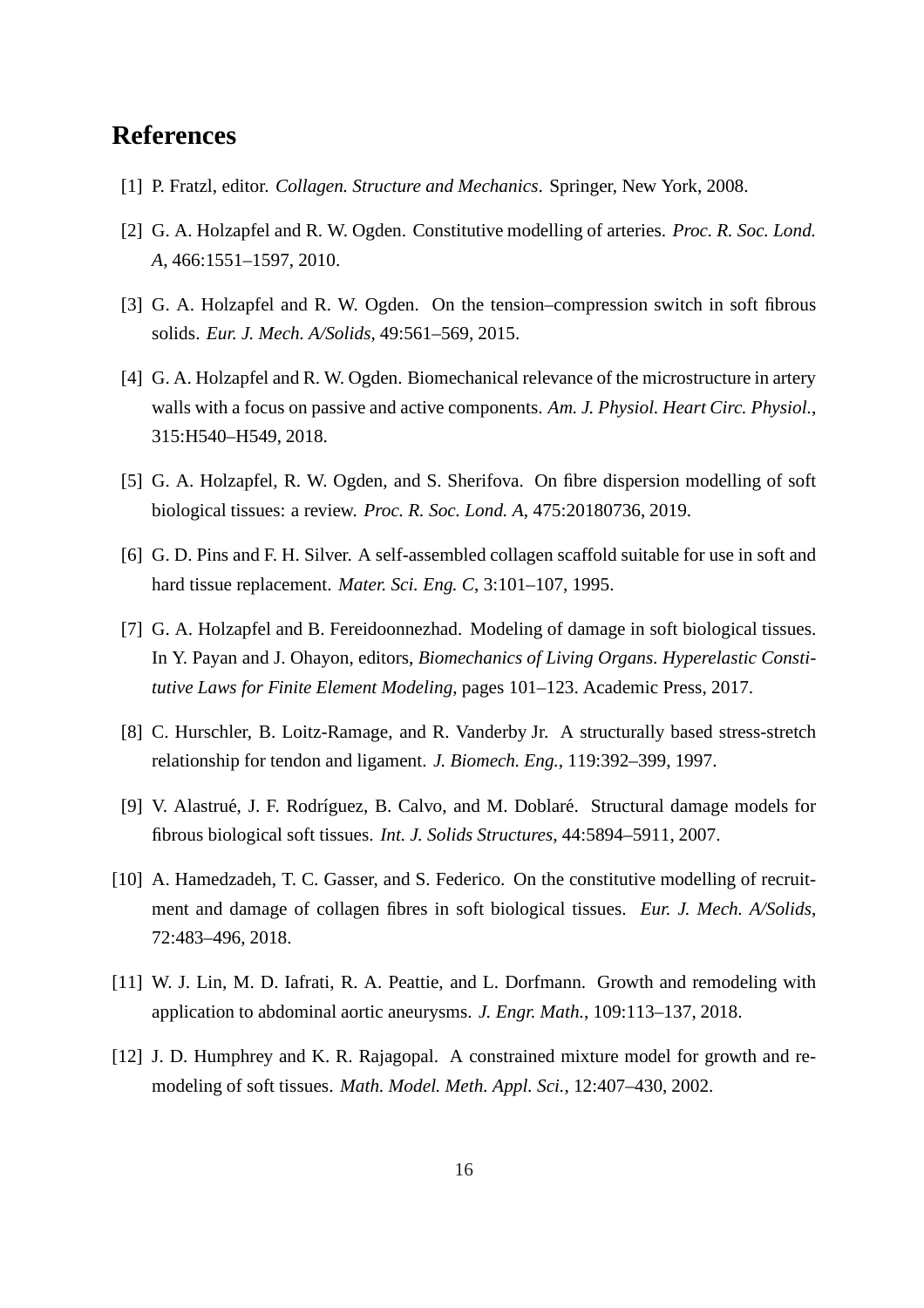# References

[1] P. Fratzl, editor. *Collagen. Structure and Mechanics*. Springer, New York, 2008.

[2] G. A. Holzapfel and R. W. Ogden. Constitutive modelling of arteries. *Proc. R. Soc. Lond. A*, 466:1551–1597, 2010.

[3] G. A. Holzapfel and R. W. Ogden. On the tension–compression switch in soft fibrous solids. *Eur. J. Mech. A/Solids*, 49:561–569, 2015.

[4] G. A. Holzapfel and R. W. Ogden. Biomechanical relevance of the microstructure in artery walls with a focus on passive and active components. *Am. J. Physiol. Heart Circ. Physiol.*, 315:H540–H549, 2018.

[5] G. A. Holzapfel, R. W. Ogden, and S. Sherifova. On fibre dispersion modelling of soft biological tissues: a review. *Proc. R. Soc. Lond. A*, 475:20180736, 2019.

[6] G. D. Pins and F. H. Silver. A self-assembled collagen scaffold suitable for use in soft and hard tissue replacement. *Mater. Sci. Eng. C*, 3:101–107, 1995.

[7] G. A. Holzapfel and B. Fereidoonnezhad. Modeling of damage in soft biological tissues. In Y. Payan and J. Ohayon, editors, *Biomechanics of Living Organs. Hyperelastic Constitutive Laws for Finite Element Modeling*, pages 101–123. Academic Press, 2017.

[8] C. Hurschler, B. Loitz-Ramage, and R. Vanderby Jr. A structurally based stress-stretch relationship for tendon and ligament. *J. Biomech. Eng.*, 119:392–399, 1997.

[9] V. Alastrué, J. F. Rodríguez, B. Calvo, and M. Doblaré. Structural damage models for fibrous biological soft tissues. *Int. J. Solids Structures*, 44:5894–5911, 2007.

[10] A. Hamedzadeh, T. C. Gasser, and S. Federico. On the constitutive modelling of recruitment and damage of collagen fibres in soft biological tissues. *Eur. J. Mech. A/Solids*, 72:483–496, 2018.

[11] W. J. Lin, M. D. Iafrati, R. A. Peattie, and L. Dorfmann. Growth and remodeling with application to abdominal aortic aneurysms. *J. Engr. Math.*, 109:113–137, 2018.

[12] J. D. Humphrey and K. R. Rajagopal. A constrained mixture model for growth and remodeling of soft tissues. *Math. Model. Meth. Appl. Sci.*, 12:407–430, 2002.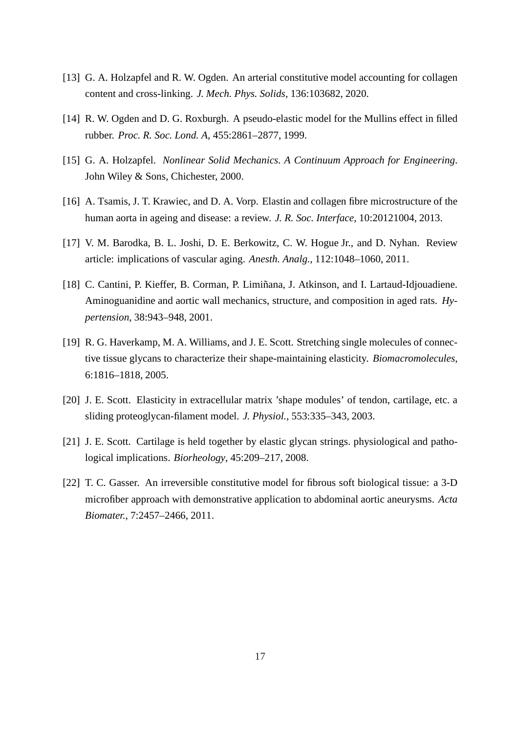[13] G. A. Holzapfel and R. W. Ogden. An arterial constitutive model accounting for collagen content and cross-linking. *J. Mech. Phys. Solids*, 136:103682, 2020.

[14] R. W. Ogden and D. G. Roxburgh. A pseudo-elastic model for the Mullins effect in filled rubber. *Proc. R. Soc. Lond. A*, 455:2861–2877, 1999.

[15] G. A. Holzapfel. *Nonlinear Solid Mechanics. A Continuum Approach for Engineering*. John Wiley & Sons, Chichester, 2000.

[16] A. Tsamis, J. T. Krawiec, and D. A. Vorp. Elastin and collagen fibre microstructure of the human aorta in ageing and disease: a review. *J. R. Soc. Interface*, 10:20121004, 2013.

[17] V. M. Barodka, B. L. Joshi, D. E. Berkowitz, C. W. Hogue Jr., and D. Nyhan. Review article: implications of vascular aging. *Anesth. Analg.*, 112:1048–1060, 2011.

[18] C. Cantini, P. Kieffer, B. Corman, P. Limiñana, J. Atkinson, and I. Lartaud-Idjouadiene. Aminoguanidine and aortic wall mechanics, structure, and composition in aged rats. *Hypertension*, 38:943–948, 2001.

[19] R. G. Haverkamp, M. A. Williams, and J. E. Scott. Stretching single molecules of connective tissue glycans to characterize their shape-maintaining elasticity. *Biomacromolecules*, 6:1816–1818, 2005.

[20] J. E. Scott. Elasticity in extracellular matrix 'shape modules' of tendon, cartilage, etc. a sliding proteoglycan-filament model. *J. Physiol.*, 553:335–343, 2003.

[21] J. E. Scott. Cartilage is held together by elastic glycan strings. physiological and pathological implications. *Biorheology*, 45:209–217, 2008.

[22] T. C. Gasser. An irreversible constitutive model for fibrous soft biological tissue: a 3-D microfiber approach with demonstrative application to abdominal aortic aneurysms. *Acta Biomater.*, 7:2457–2466, 2011.